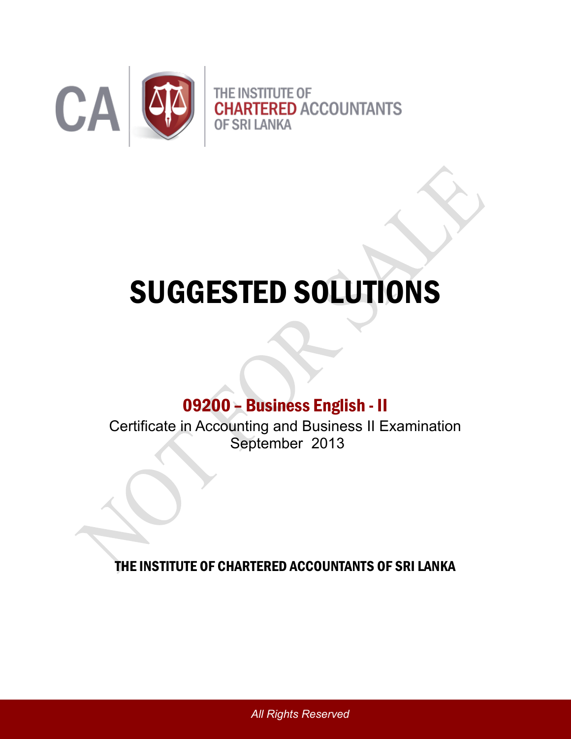CA

THE INSTITUTE OF CHARTERED ACCOUNTANTS OF SRI LANKA

# SUGGESTED SOLUTIONS

## 09200 – Business English - II

Certificate in Accounting and Business II Examination
September 2013

**THE INSTITUTE OF CHARTERED ACCOUNTANTS OF SRI LANKA**

*All Rights Reserved*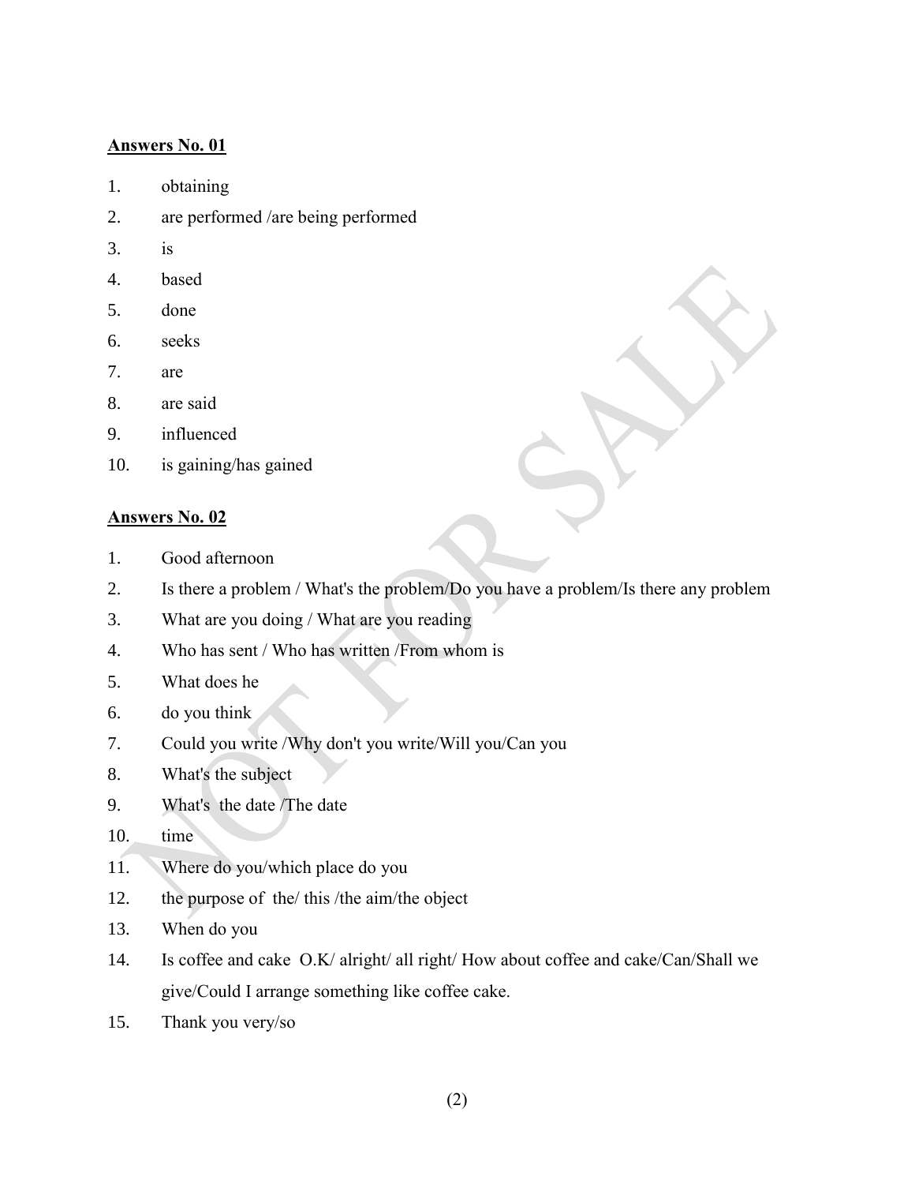**Answers No. 01**

1. obtaining
2. are performed /are being performed
3. is
4. based
5. done
6. seeks
7. are
8. are said
9. influenced
10. is gaining/has gained

**Answers No. 02**

1. Good afternoon
2. Is there a problem / What's the problem/Do you have a problem/Is there any problem
3. What are you doing / What are you reading
4. Who has sent / Who has written /From whom is
5. What does he
6. do you think
7. Could you write /Why don't you write/Will you/Can you
8. What's the subject
9. What's the date /The date
10. time
11. Where do you/which place do you
12. the purpose of the/ this /the aim/the object
13. When do you
14. Is coffee and cake O.K/ alright/ all right/ How about coffee and cake/Can/Shall we give/Could I arrange something like coffee cake.
15. Thank you very/so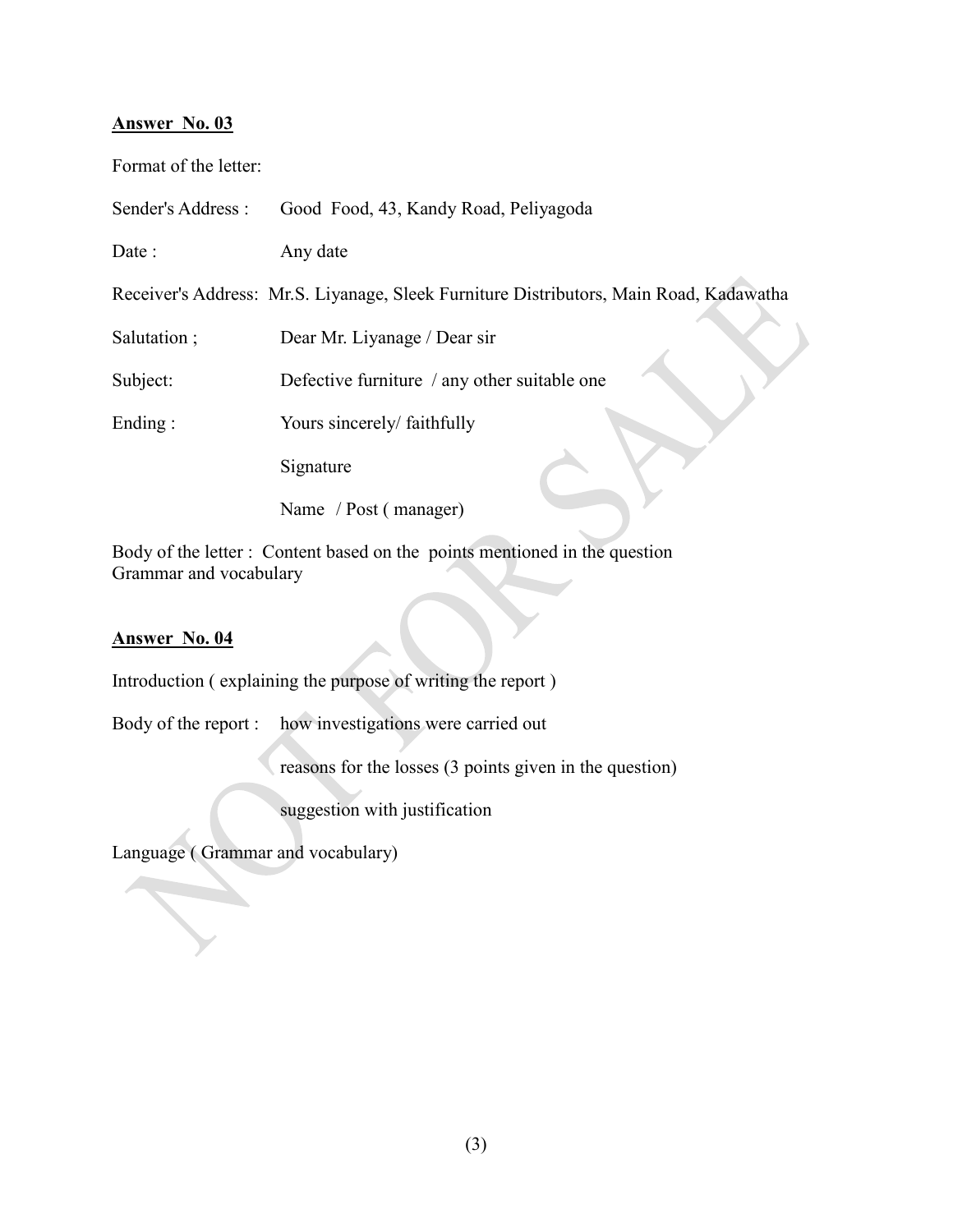**Answer No. 03**

Format of the letter:

| | |
|---|---|
| Sender's Address : | Good Food, 43, Kandy Road, Peliyagoda |
| Date : | Any date |
| Receiver's Address: | Mr.S. Liyanage, Sleek Furniture Distributors, Main Road, Kadawatha |
| Salutation ; | Dear Mr. Liyanage / Dear sir |
| Subject: | Defective furniture / any other suitable one |
| Ending : | Yours sincerely/ faithfully |
| | Signature |
| | Name / Post ( manager) |

Body of the letter : Content based on the points mentioned in the question
Grammar and vocabulary

**Answer No. 04**

Introduction ( explaining the purpose of writing the report )

Body of the report : how investigations were carried out

reasons for the losses (3 points given in the question)

suggestion with justification

Language ( Grammar and vocabulary)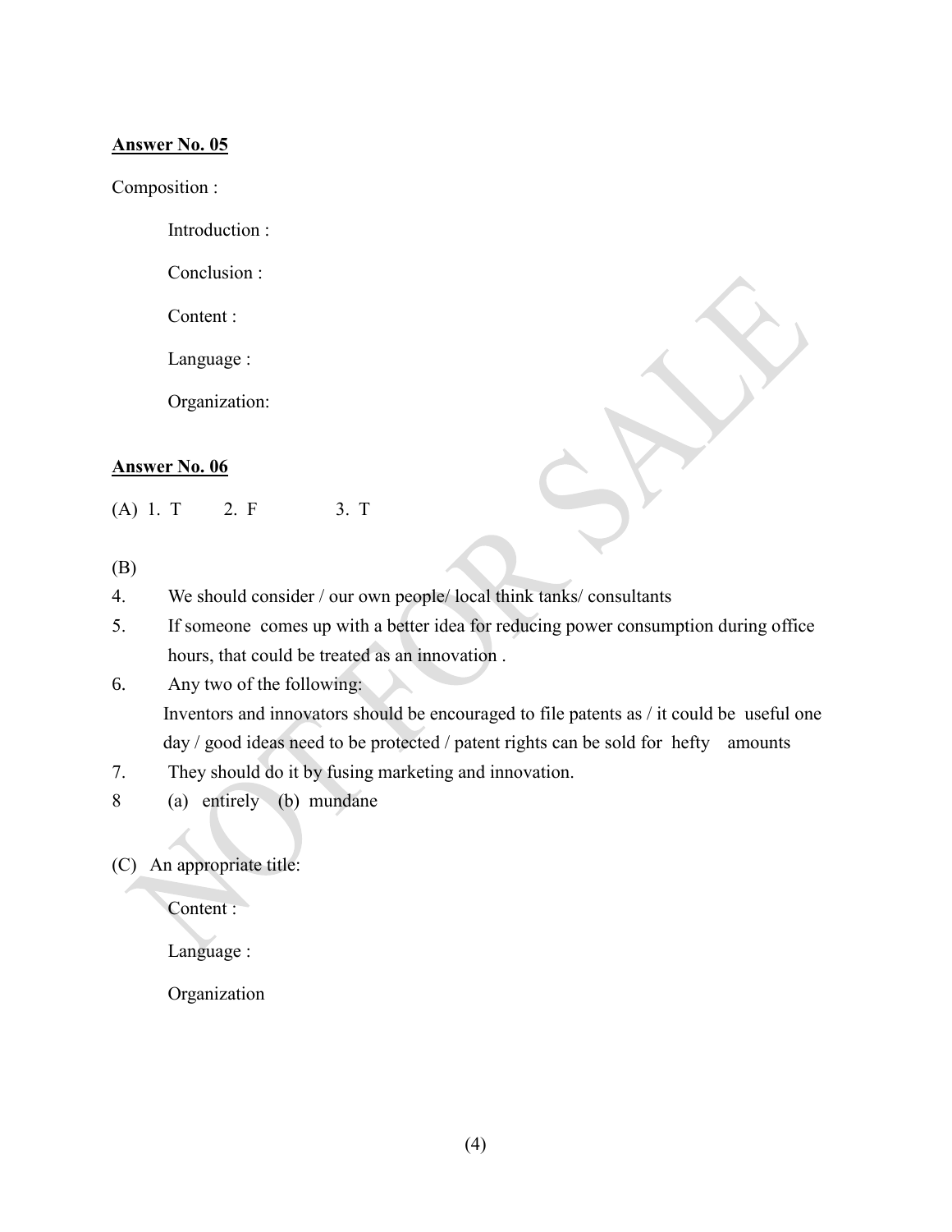**Answer No. 05**

Composition :

Introduction :

Conclusion :

Content :

Language :

Organization:

**Answer No. 06**

(A) 1. T 2. F 3. T

(B)

4. We should consider / our own people/ local think tanks/ consultants
5. If someone comes up with a better idea for reducing power consumption during office hours, that could be treated as an innovation .
6. Any two of the following:
   Inventors and innovators should be encouraged to file patents as / it could be useful one day / good ideas need to be protected / patent rights can be sold for hefty amounts
7. They should do it by fusing marketing and innovation.
8. (a) entirely (b) mundane

(C) An appropriate title:

Content :

Language :

Organization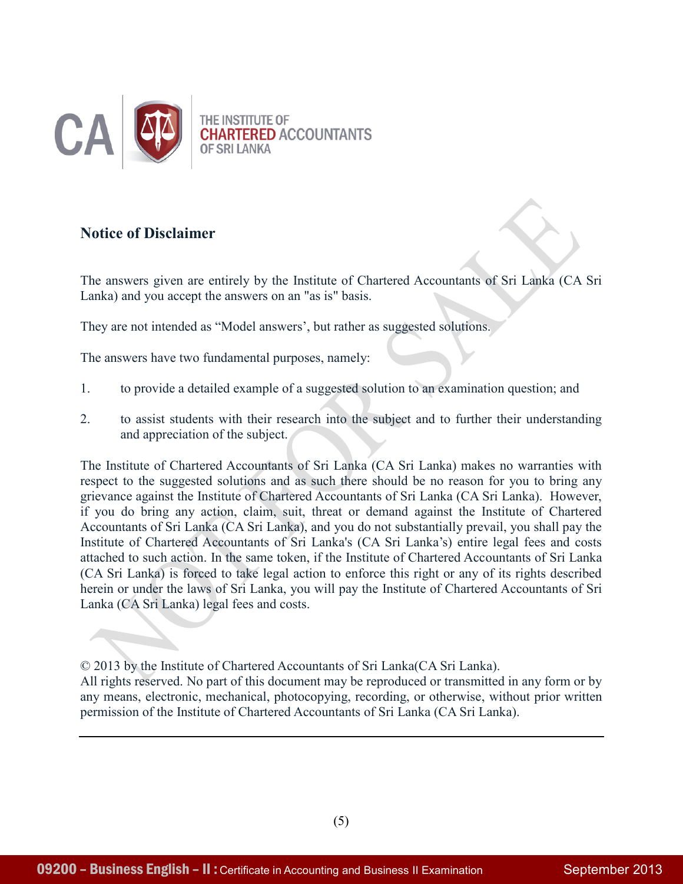THE INSTITUTE OF CHARTERED ACCOUNTANTS OF SRI LANKA

## Notice of Disclaimer

The answers given are entirely by the Institute of Chartered Accountants of Sri Lanka (CA Sri Lanka) and you accept the answers on an "as is" basis.

They are not intended as "Model answers', but rather as suggested solutions.

The answers have two fundamental purposes, namely:

1. to provide a detailed example of a suggested solution to an examination question; and

2. to assist students with their research into the subject and to further their understanding and appreciation of the subject.

The Institute of Chartered Accountants of Sri Lanka (CA Sri Lanka) makes no warranties with respect to the suggested solutions and as such there should be no reason for you to bring any grievance against the Institute of Chartered Accountants of Sri Lanka (CA Sri Lanka). However, if you do bring any action, claim, suit, threat or demand against the Institute of Chartered Accountants of Sri Lanka (CA Sri Lanka), and you do not substantially prevail, you shall pay the Institute of Chartered Accountants of Sri Lanka's (CA Sri Lanka's) entire legal fees and costs attached to such action. In the same token, if the Institute of Chartered Accountants of Sri Lanka (CA Sri Lanka) is forced to take legal action to enforce this right or any of its rights described herein or under the laws of Sri Lanka, you will pay the Institute of Chartered Accountants of Sri Lanka (CA Sri Lanka) legal fees and costs.

© 2013 by the Institute of Chartered Accountants of Sri Lanka(CA Sri Lanka).
All rights reserved. No part of this document may be reproduced or transmitted in any form or by any means, electronic, mechanical, photocopying, recording, or otherwise, without prior written permission of the Institute of Chartered Accountants of Sri Lanka (CA Sri Lanka).